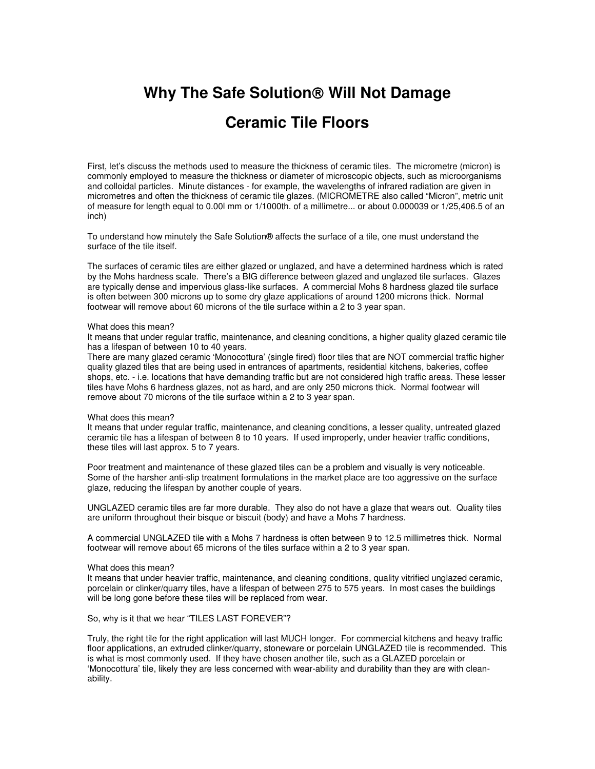# Why The Safe Solution® Will Not Damage Ceramic Tile Floors

First, let's discuss the methods used to measure the thickness of ceramic tiles. The micrometre (micron) is commonly employed to measure the thickness or diameter of microscopic objects, such as microorganisms and colloidal particles. Minute distances - for example, the wavelengths of infrared radiation are given in micrometres and often the thickness of ceramic tile glazes. (MICROMETRE also called "Micron", metric unit of measure for length equal to 0.00l mm or 1/1000th. of a millimetre... or about 0.000039 or 1/25,406.5 of an inch)

To understand how minutely the Safe Solution® affects the surface of a tile, one must understand the surface of the tile itself.

The surfaces of ceramic tiles are either glazed or unglazed, and have a determined hardness which is rated by the Mohs hardness scale. There's a BIG difference between glazed and unglazed tile surfaces. Glazes are typically dense and impervious glass-like surfaces. A commercial Mohs 8 hardness glazed tile surface is often between 300 microns up to some dry glaze applications of around 1200 microns thick. Normal footwear will remove about 60 microns of the tile surface within a 2 to 3 year span.

What does this mean?
It means that under regular traffic, maintenance, and cleaning conditions, a higher quality glazed ceramic tile has a lifespan of between 10 to 40 years.
There are many glazed ceramic 'Monocottura' (single fired) floor tiles that are NOT commercial traffic higher quality glazed tiles that are being used in entrances of apartments, residential kitchens, bakeries, coffee shops, etc. - i.e. locations that have demanding traffic but are not considered high traffic areas. These lesser tiles have Mohs 6 hardness glazes, not as hard, and are only 250 microns thick. Normal footwear will remove about 70 microns of the tile surface within a 2 to 3 year span.

What does this mean?
It means that under regular traffic, maintenance, and cleaning conditions, a lesser quality, untreated glazed ceramic tile has a lifespan of between 8 to 10 years. If used improperly, under heavier traffic conditions, these tiles will last approx. 5 to 7 years.

Poor treatment and maintenance of these glazed tiles can be a problem and visually is very noticeable. Some of the harsher anti-slip treatment formulations in the market place are too aggressive on the surface glaze, reducing the lifespan by another couple of years.

UNGLAZED ceramic tiles are far more durable. They also do not have a glaze that wears out. Quality tiles are uniform throughout their bisque or biscuit (body) and have a Mohs 7 hardness.

A commercial UNGLAZED tile with a Mohs 7 hardness is often between 9 to 12.5 millimetres thick. Normal footwear will remove about 65 microns of the tiles surface within a 2 to 3 year span.

What does this mean?
It means that under heavier traffic, maintenance, and cleaning conditions, quality vitrified unglazed ceramic, porcelain or clinker/quarry tiles, have a lifespan of between 275 to 575 years. In most cases the buildings will be long gone before these tiles will be replaced from wear.

So, why is it that we hear "TILES LAST FOREVER"?

Truly, the right tile for the right application will last MUCH longer. For commercial kitchens and heavy traffic floor applications, an extruded clinker/quarry, stoneware or porcelain UNGLAZED tile is recommended. This is what is most commonly used. If they have chosen another tile, such as a GLAZED porcelain or 'Monocottura' tile, likely they are less concerned with wear-ability and durability than they are with clean-ability.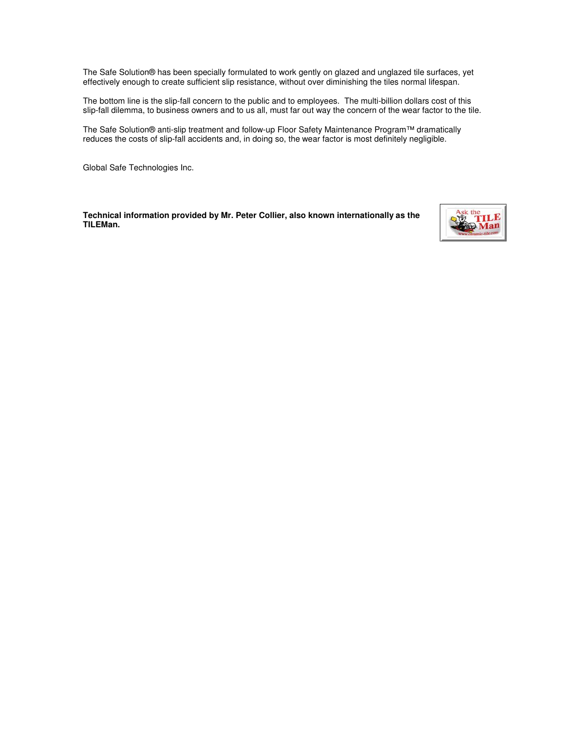The Safe Solution® has been specially formulated to work gently on glazed and unglazed tile surfaces, yet effectively enough to create sufficient slip resistance, without over diminishing the tiles normal lifespan.

The bottom line is the slip-fall concern to the public and to employees. The multi-billion dollars cost of this slip-fall dilemma, to business owners and to us all, must far out way the concern of the wear factor to the tile.

The Safe Solution® anti-slip treatment and follow-up Floor Safety Maintenance Program™ dramatically reduces the costs of slip-fall accidents and, in doing so, the wear factor is most definitely negligible.

Global Safe Technologies Inc.

**Technical information provided by Mr. Peter Collier, also known internationally as the TILEMan.**